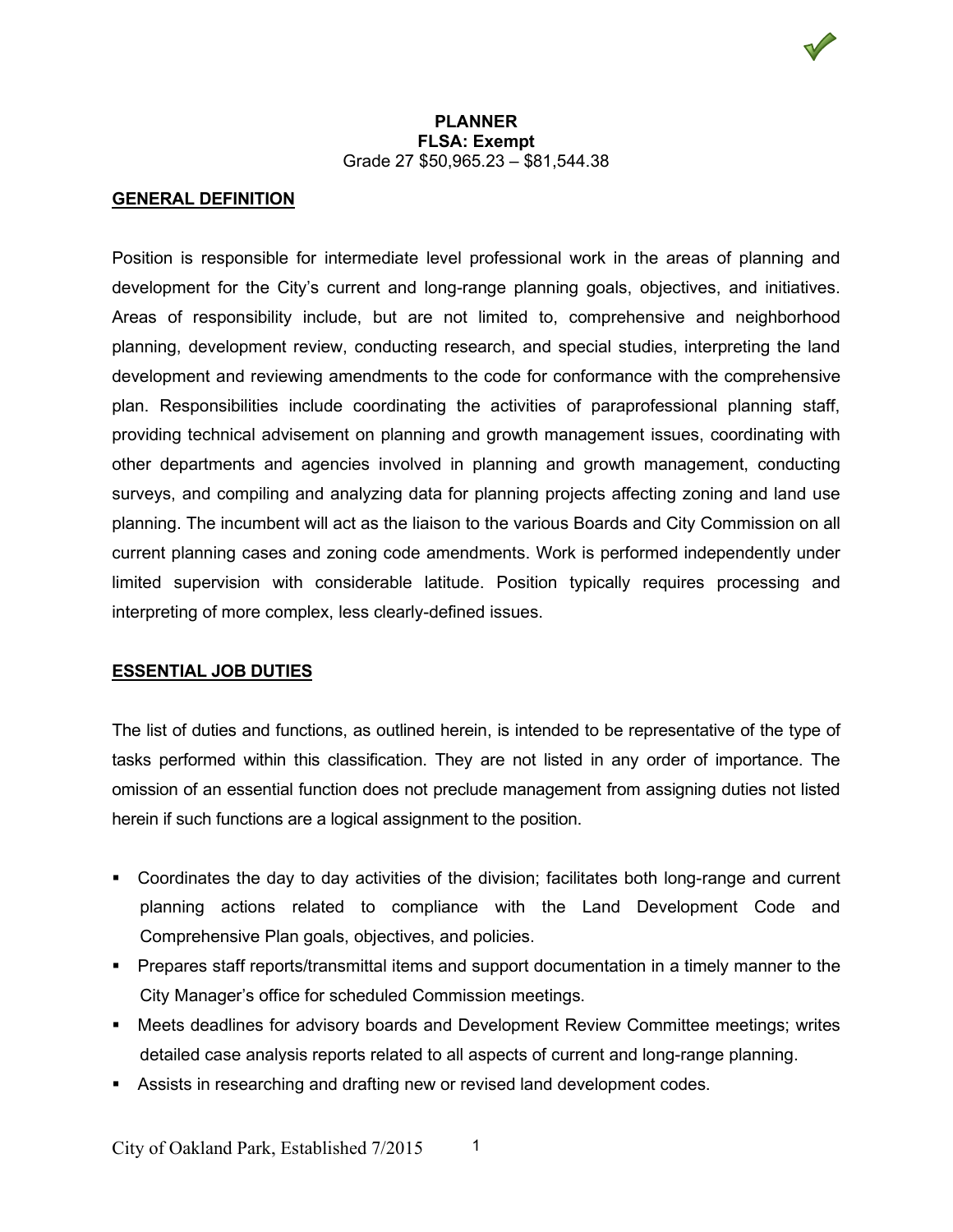**PLANNER**
**FLSA: Exempt**
Grade 27 $50,965.23 – $81,544.38

## GENERAL DEFINITION

Position is responsible for intermediate level professional work in the areas of planning and development for the City's current and long-range planning goals, objectives, and initiatives. Areas of responsibility include, but are not limited to, comprehensive and neighborhood planning, development review, conducting research, and special studies, interpreting the land development and reviewing amendments to the code for conformance with the comprehensive plan. Responsibilities include coordinating the activities of paraprofessional planning staff, providing technical advisement on planning and growth management issues, coordinating with other departments and agencies involved in planning and growth management, conducting surveys, and compiling and analyzing data for planning projects affecting zoning and land use planning. The incumbent will act as the liaison to the various Boards and City Commission on all current planning cases and zoning code amendments. Work is performed independently under limited supervision with considerable latitude. Position typically requires processing and interpreting of more complex, less clearly-defined issues.

## ESSENTIAL JOB DUTIES

The list of duties and functions, as outlined herein, is intended to be representative of the type of tasks performed within this classification. They are not listed in any order of importance. The omission of an essential function does not preclude management from assigning duties not listed herein if such functions are a logical assignment to the position.

- Coordinates the day to day activities of the division; facilitates both long-range and current planning actions related to compliance with the Land Development Code and Comprehensive Plan goals, objectives, and policies.
- Prepares staff reports/transmittal items and support documentation in a timely manner to the City Manager's office for scheduled Commission meetings.
- Meets deadlines for advisory boards and Development Review Committee meetings; writes detailed case analysis reports related to all aspects of current and long-range planning.
- Assists in researching and drafting new or revised land development codes.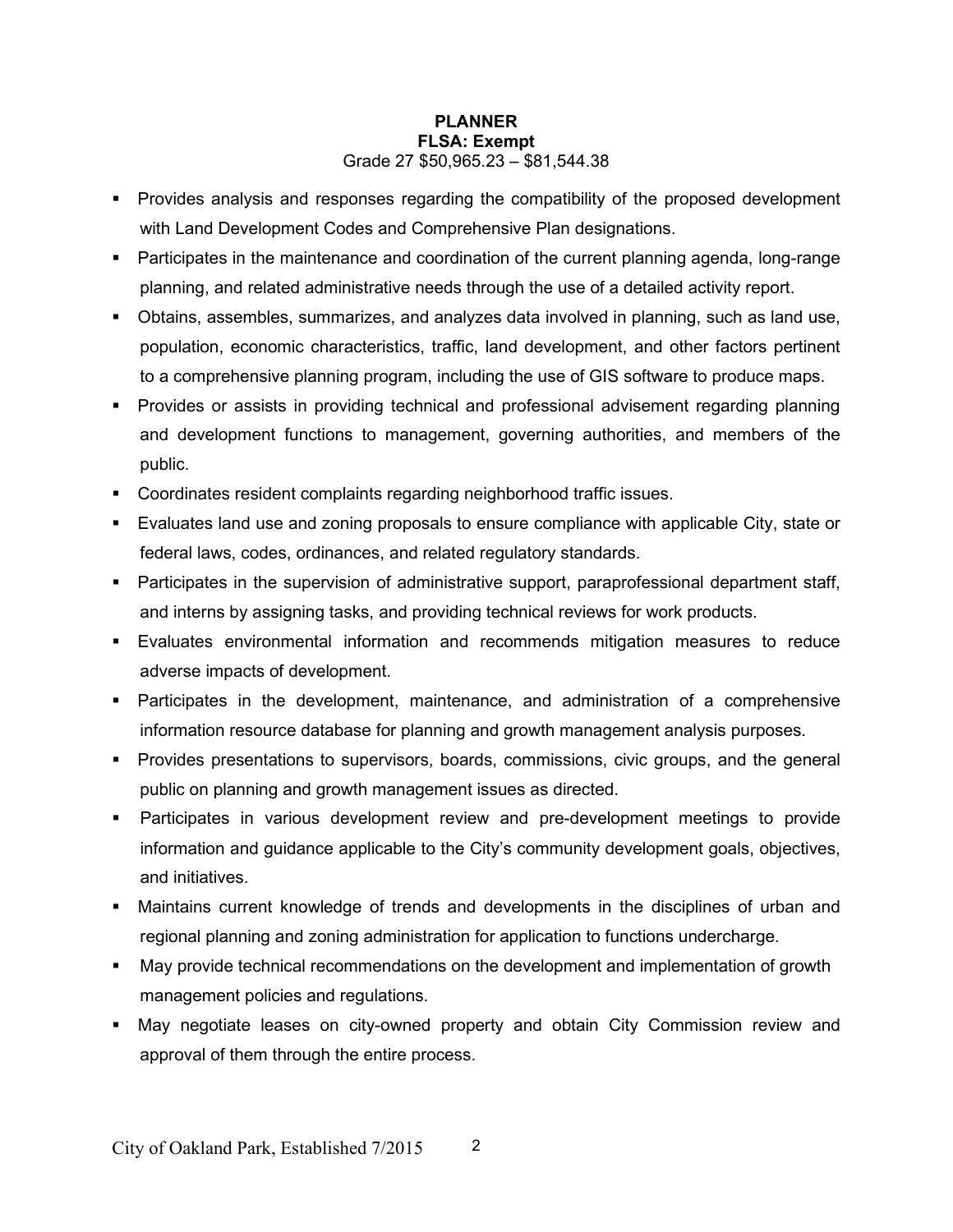**PLANNER**
**FLSA: Exempt**
Grade 27 $50,965.23 – $81,544.38

- Provides analysis and responses regarding the compatibility of the proposed development with Land Development Codes and Comprehensive Plan designations.
- Participates in the maintenance and coordination of the current planning agenda, long-range planning, and related administrative needs through the use of a detailed activity report.
- Obtains, assembles, summarizes, and analyzes data involved in planning, such as land use, population, economic characteristics, traffic, land development, and other factors pertinent to a comprehensive planning program, including the use of GIS software to produce maps.
- Provides or assists in providing technical and professional advisement regarding planning and development functions to management, governing authorities, and members of the public.
- Coordinates resident complaints regarding neighborhood traffic issues.
- Evaluates land use and zoning proposals to ensure compliance with applicable City, state or federal laws, codes, ordinances, and related regulatory standards.
- Participates in the supervision of administrative support, paraprofessional department staff, and interns by assigning tasks, and providing technical reviews for work products.
- Evaluates environmental information and recommends mitigation measures to reduce adverse impacts of development.
- Participates in the development, maintenance, and administration of a comprehensive information resource database for planning and growth management analysis purposes.
- Provides presentations to supervisors, boards, commissions, civic groups, and the general public on planning and growth management issues as directed.
- Participates in various development review and pre-development meetings to provide information and guidance applicable to the City's community development goals, objectives, and initiatives.
- Maintains current knowledge of trends and developments in the disciplines of urban and regional planning and zoning administration for application to functions undercharge.
- May provide technical recommendations on the development and implementation of growth management policies and regulations.
- May negotiate leases on city-owned property and obtain City Commission review and approval of them through the entire process.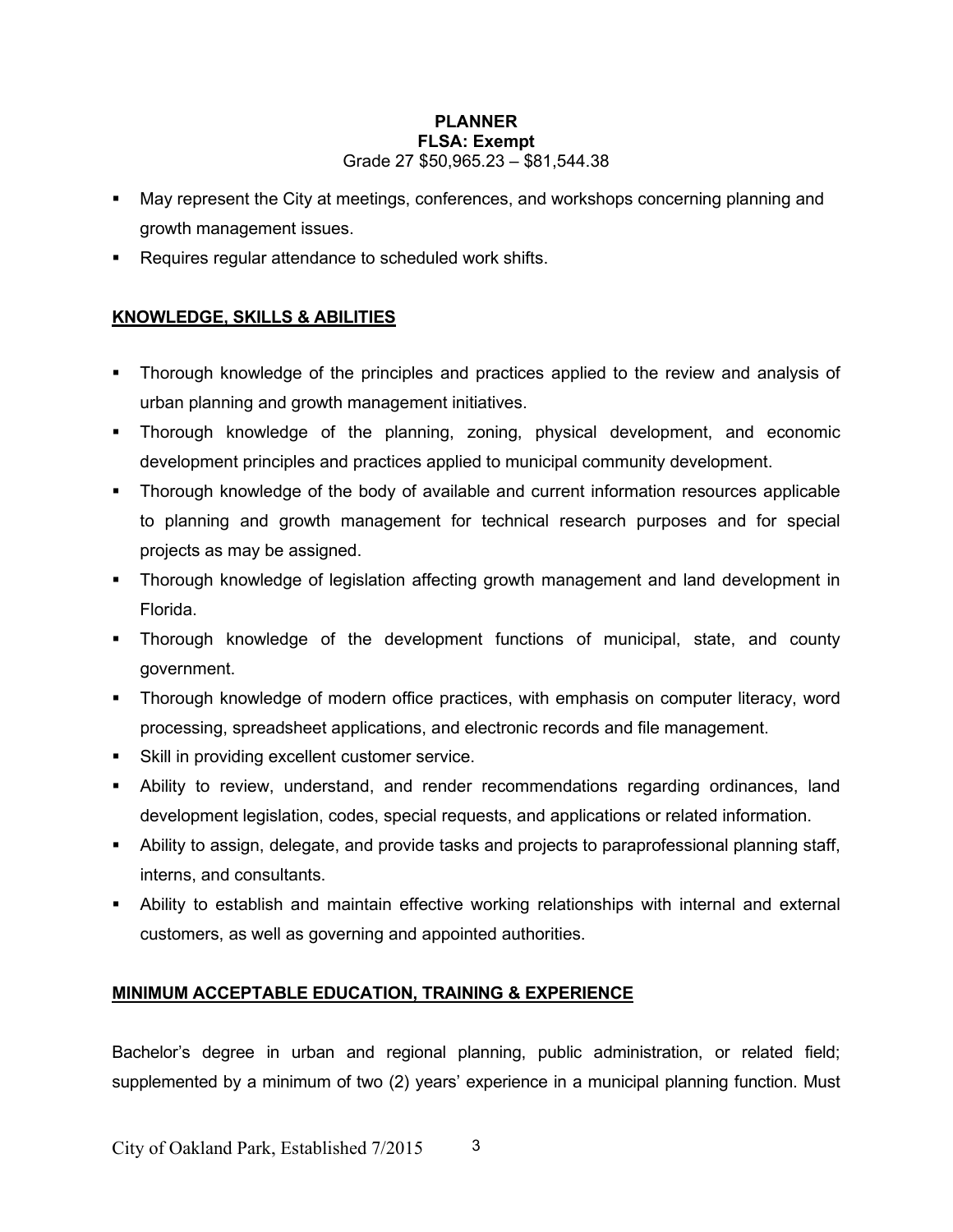**PLANNER**
**FLSA: Exempt**
Grade 27 $50,965.23 – $81,544.38

- May represent the City at meetings, conferences, and workshops concerning planning and growth management issues.
- Requires regular attendance to scheduled work shifts.

## KNOWLEDGE, SKILLS & ABILITIES

- Thorough knowledge of the principles and practices applied to the review and analysis of urban planning and growth management initiatives.
- Thorough knowledge of the planning, zoning, physical development, and economic development principles and practices applied to municipal community development.
- Thorough knowledge of the body of available and current information resources applicable to planning and growth management for technical research purposes and for special projects as may be assigned.
- Thorough knowledge of legislation affecting growth management and land development in Florida.
- Thorough knowledge of the development functions of municipal, state, and county government.
- Thorough knowledge of modern office practices, with emphasis on computer literacy, word processing, spreadsheet applications, and electronic records and file management.
- Skill in providing excellent customer service.
- Ability to review, understand, and render recommendations regarding ordinances, land development legislation, codes, special requests, and applications or related information.
- Ability to assign, delegate, and provide tasks and projects to paraprofessional planning staff, interns, and consultants.
- Ability to establish and maintain effective working relationships with internal and external customers, as well as governing and appointed authorities.

## MINIMUM ACCEPTABLE EDUCATION, TRAINING & EXPERIENCE

Bachelor's degree in urban and regional planning, public administration, or related field; supplemented by a minimum of two (2) years' experience in a municipal planning function. Must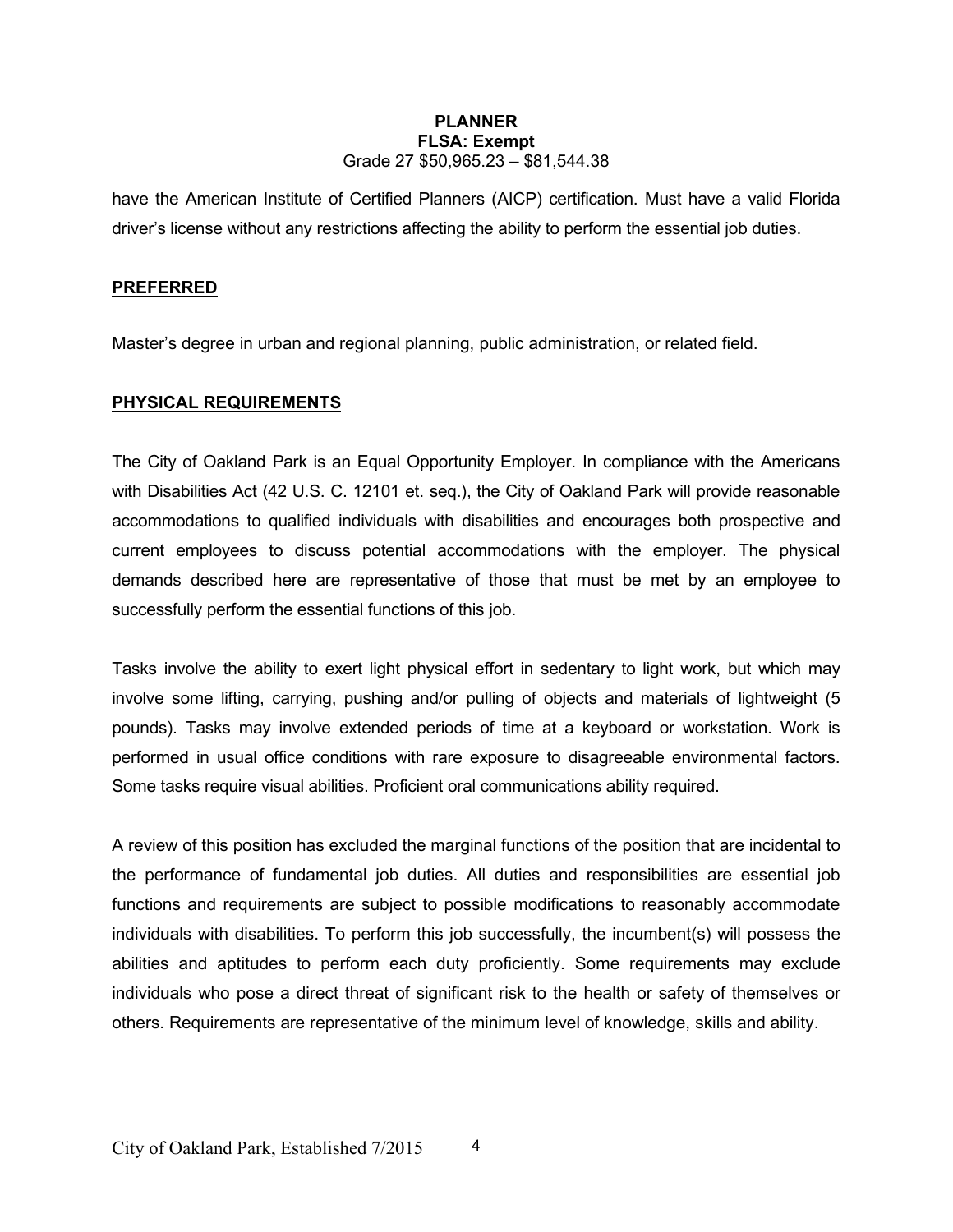have the American Institute of Certified Planners (AICP) certification. Must have a valid Florida driver's license without any restrictions affecting the ability to perform the essential job duties.

## PREFERRED

Master's degree in urban and regional planning, public administration, or related field.

## PHYSICAL REQUIREMENTS

The City of Oakland Park is an Equal Opportunity Employer. In compliance with the Americans with Disabilities Act (42 U.S. C. 12101 et. seq.), the City of Oakland Park will provide reasonable accommodations to qualified individuals with disabilities and encourages both prospective and current employees to discuss potential accommodations with the employer. The physical demands described here are representative of those that must be met by an employee to successfully perform the essential functions of this job.

Tasks involve the ability to exert light physical effort in sedentary to light work, but which may involve some lifting, carrying, pushing and/or pulling of objects and materials of lightweight (5 pounds). Tasks may involve extended periods of time at a keyboard or workstation. Work is performed in usual office conditions with rare exposure to disagreeable environmental factors. Some tasks require visual abilities. Proficient oral communications ability required.

A review of this position has excluded the marginal functions of the position that are incidental to the performance of fundamental job duties. All duties and responsibilities are essential job functions and requirements are subject to possible modifications to reasonably accommodate individuals with disabilities. To perform this job successfully, the incumbent(s) will possess the abilities and aptitudes to perform each duty proficiently. Some requirements may exclude individuals who pose a direct threat of significant risk to the health or safety of themselves or others. Requirements are representative of the minimum level of knowledge, skills and ability.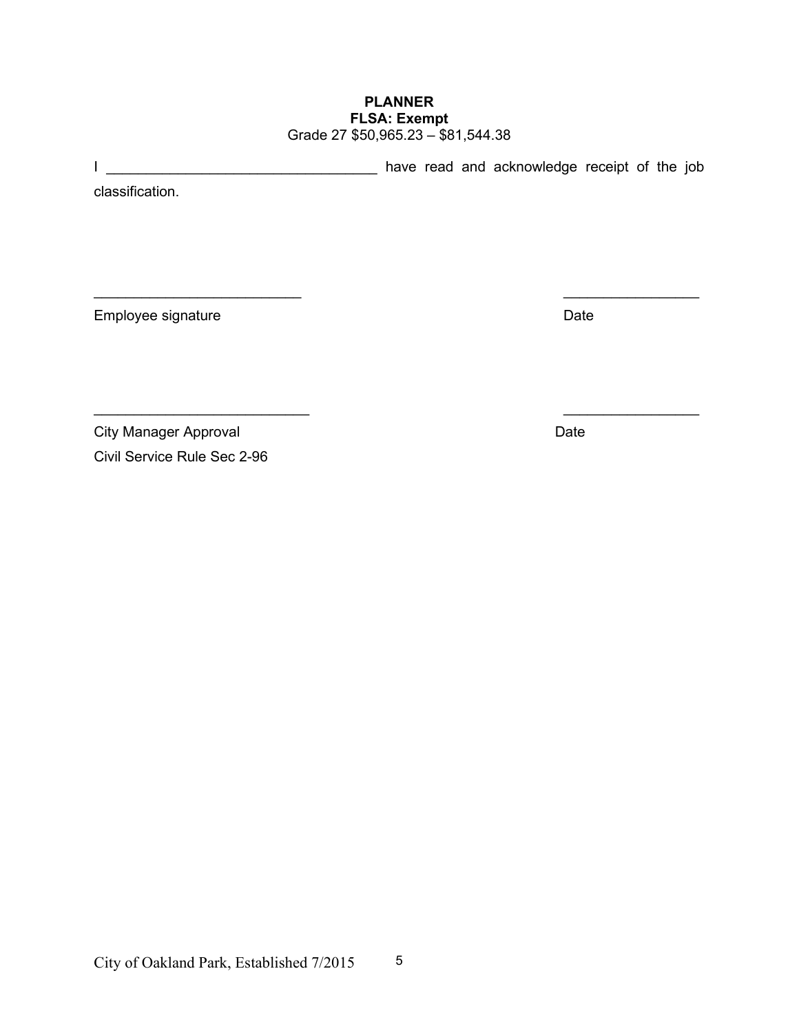**PLANNER**
**FLSA: Exempt**
Grade 27 $50,965.23 – $81,544.38

I __________________________________ have read and acknowledge receipt of the job classification.

___________________________ _________________
Employee signature Date

____________________________ _________________
City Manager Approval Date
Civil Service Rule Sec 2-96

City of Oakland Park, Established 7/2015